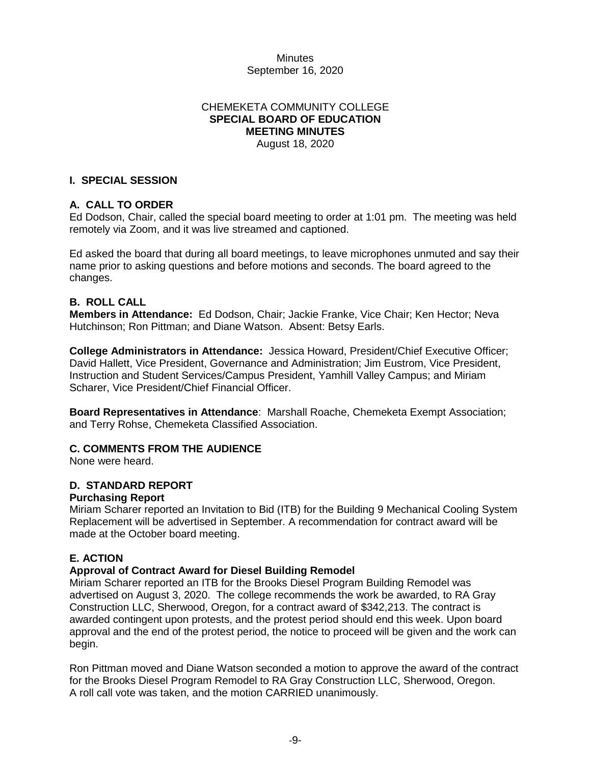Minutes
September 16, 2020

CHEMEKETA COMMUNITY COLLEGE
**SPECIAL BOARD OF EDUCATION**
**MEETING MINUTES**
August 18, 2020

## I. SPECIAL SESSION

### A. CALL TO ORDER

Ed Dodson, Chair, called the special board meeting to order at 1:01 pm. The meeting was held remotely via Zoom, and it was live streamed and captioned.

Ed asked the board that during all board meetings, to leave microphones unmuted and say their name prior to asking questions and before motions and seconds. The board agreed to the changes.

### B. ROLL CALL

**Members in Attendance:** Ed Dodson, Chair; Jackie Franke, Vice Chair; Ken Hector; Neva Hutchinson; Ron Pittman; and Diane Watson. Absent: Betsy Earls.

**College Administrators in Attendance:** Jessica Howard, President/Chief Executive Officer; David Hallett, Vice President, Governance and Administration; Jim Eustrom, Vice President, Instruction and Student Services/Campus President, Yamhill Valley Campus; and Miriam Scharer, Vice President/Chief Financial Officer.

**Board Representatives in Attendance**: Marshall Roache, Chemeketa Exempt Association; and Terry Rohse, Chemeketa Classified Association.

### C. COMMENTS FROM THE AUDIENCE

None were heard.

### D. STANDARD REPORT

**Purchasing Report**

Miriam Scharer reported an Invitation to Bid (ITB) for the Building 9 Mechanical Cooling System Replacement will be advertised in September. A recommendation for contract award will be made at the October board meeting.

### E. ACTION

**Approval of Contract Award for Diesel Building Remodel**

Miriam Scharer reported an ITB for the Brooks Diesel Program Building Remodel was advertised on August 3, 2020. The college recommends the work be awarded, to RA Gray Construction LLC, Sherwood, Oregon, for a contract award of $342,213. The contract is awarded contingent upon protests, and the protest period should end this week. Upon board approval and the end of the protest period, the notice to proceed will be given and the work can begin.

Ron Pittman moved and Diane Watson seconded a motion to approve the award of the contract for the Brooks Diesel Program Remodel to RA Gray Construction LLC, Sherwood, Oregon. A roll call vote was taken, and the motion CARRIED unanimously.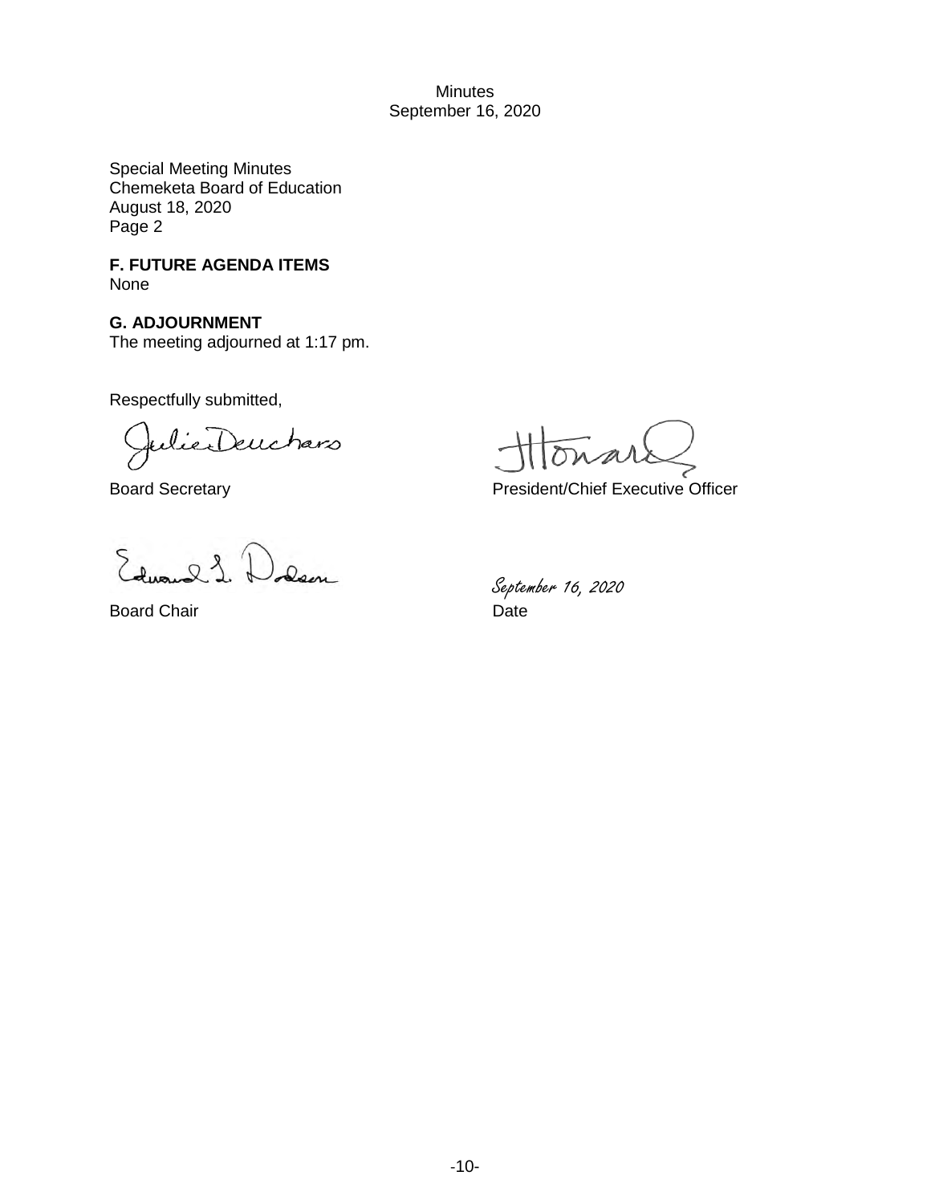Special Meeting Minutes
Chemeketa Board of Education
August 18, 2020
Page 2

**F. FUTURE AGENDA ITEMS**
None

**G. ADJOURNMENT**
The meeting adjourned at 1:17 pm.

Respectfully submitted,

Julie Deuchars

Board Secretary

President/Chief Executive Officer

Edward L. Dodson

Board Chair

September 16, 2020

Date